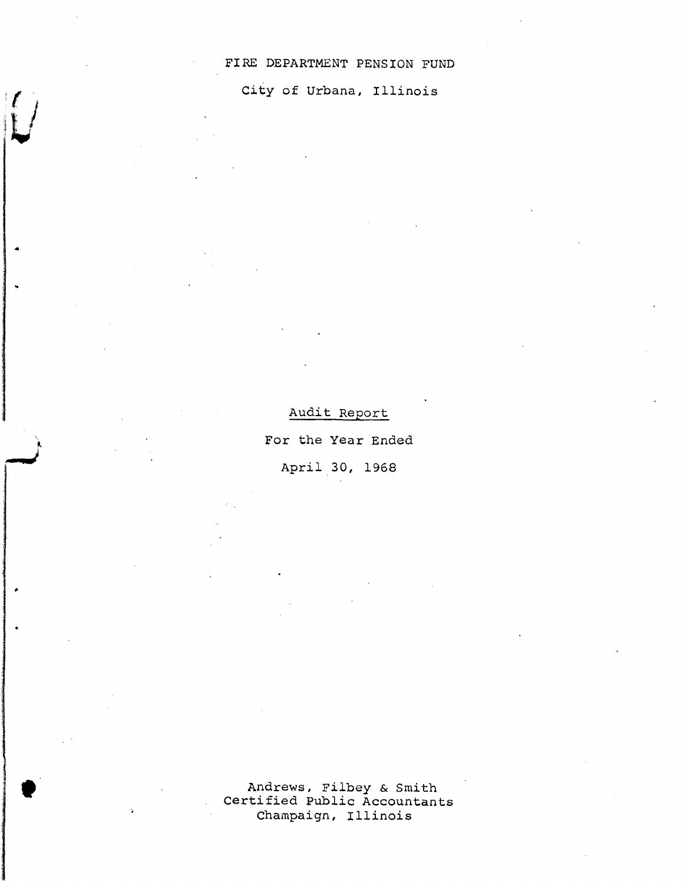# FIRE DEPARTMENT PENSION FUND

City of Urbana, Illinois

## Audit Report

For the Year Ended

April 30, 1968

Andrews, Filbey & Smith
Certified Public Accountants
Champaign, Illinois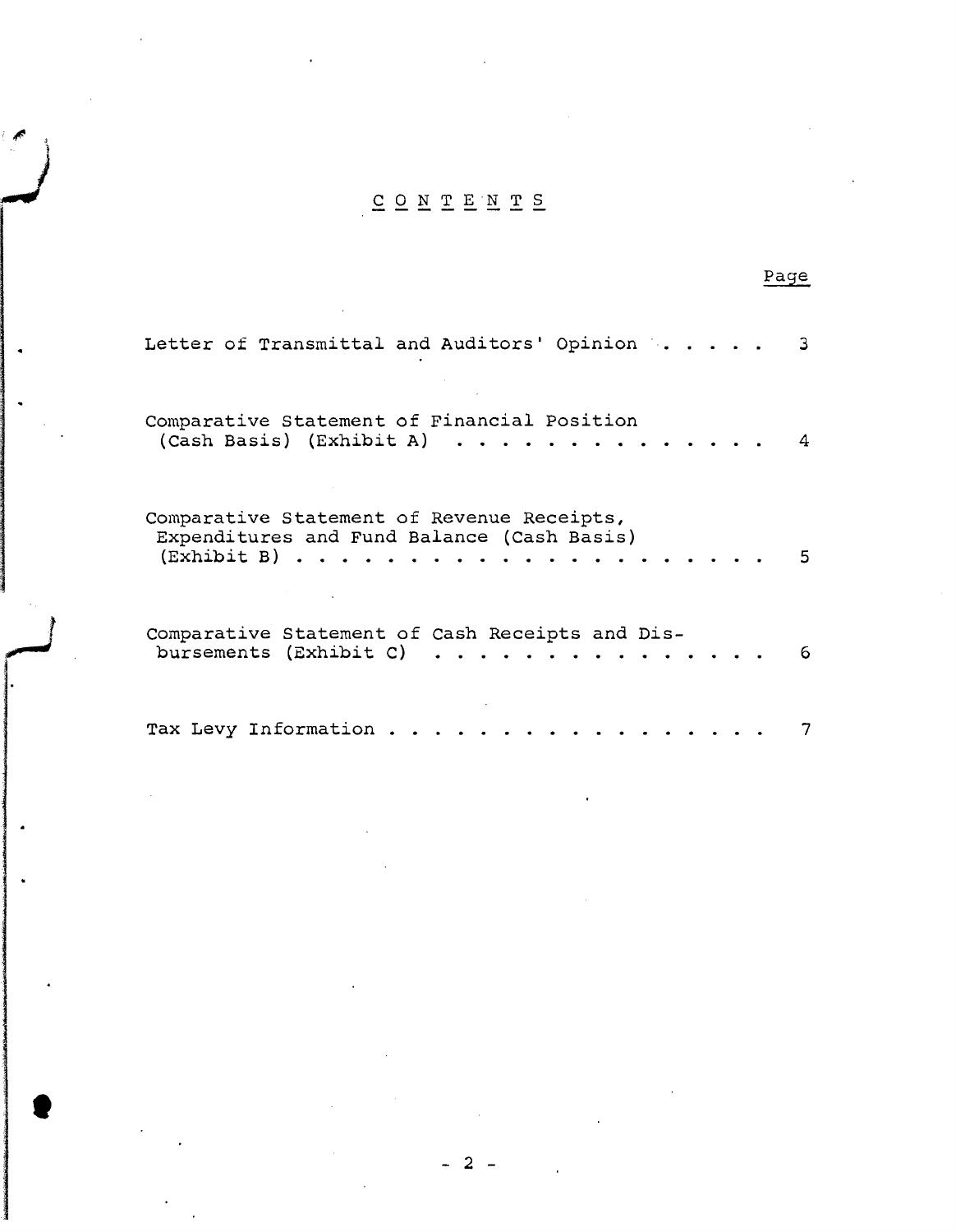# CONTENTS

| | Page |
|---|---|
| Letter of Transmittal and Auditors' Opinion | 3 |
| Comparative Statement of Financial Position (Cash Basis) (Exhibit A) | 4 |
| Comparative Statement of Revenue Receipts, Expenditures and Fund Balance (Cash Basis) (Exhibit B) | 5 |
| Comparative Statement of Cash Receipts and Disbursements (Exhibit C) | 6 |
| Tax Levy Information | 7 |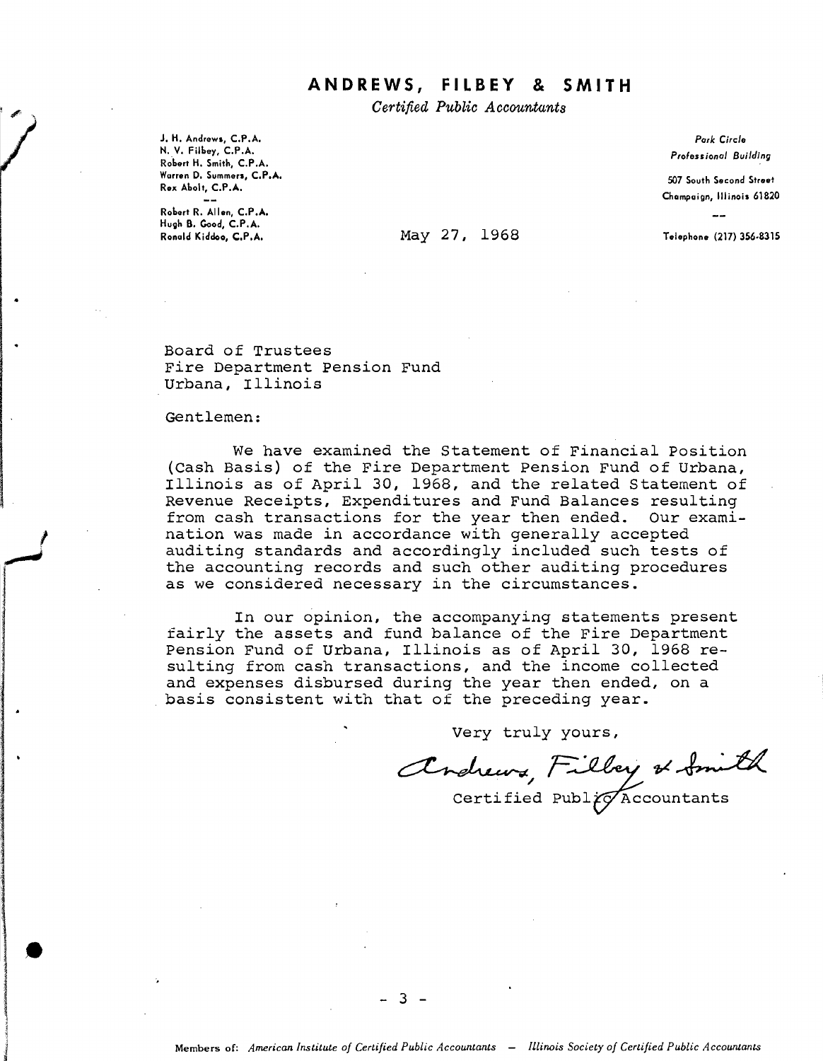# ANDREWS, FILBEY & SMITH

*Certified Public Accountants*

J. H. Andrews, C.P.A.
N. V. Filbey, C.P.A.
Robert H. Smith, C.P.A.
Warren D. Summers, C.P.A.
Rex Abolt, C.P.A.

--

Robert R. Allen, C.P.A.
Hugh B. Good, C.P.A.
Ronald Kiddoo, C.P.A.

*Park Circle*
*Professional Building*

507 South Second Street
Champaign, Illinois 61820

--

Telephone (217) 356-8315

May 27, 1968

Board of Trustees
Fire Department Pension Fund
Urbana, Illinois

Gentlemen:

We have examined the Statement of Financial Position (Cash Basis) of the Fire Department Pension Fund of Urbana, Illinois as of April 30, 1968, and the related Statement of Revenue Receipts, Expenditures and Fund Balances resulting from cash transactions for the year then ended. Our examination was made in accordance with generally accepted auditing standards and accordingly included such tests of the accounting records and such other auditing procedures as we considered necessary in the circumstances.

In our opinion, the accompanying statements present fairly the assets and fund balance of the Fire Department Pension Fund of Urbana, Illinois as of April 30, 1968 resulting from cash transactions, and the income collected and expenses disbursed during the year then ended, on a basis consistent with that of the preceding year.

Very truly yours,

Andrews, Filbey & Smith
Certified Public Accountants

Members of: *American Institute of Certified Public Accountants* — *Illinois Society of Certified Public Accountants*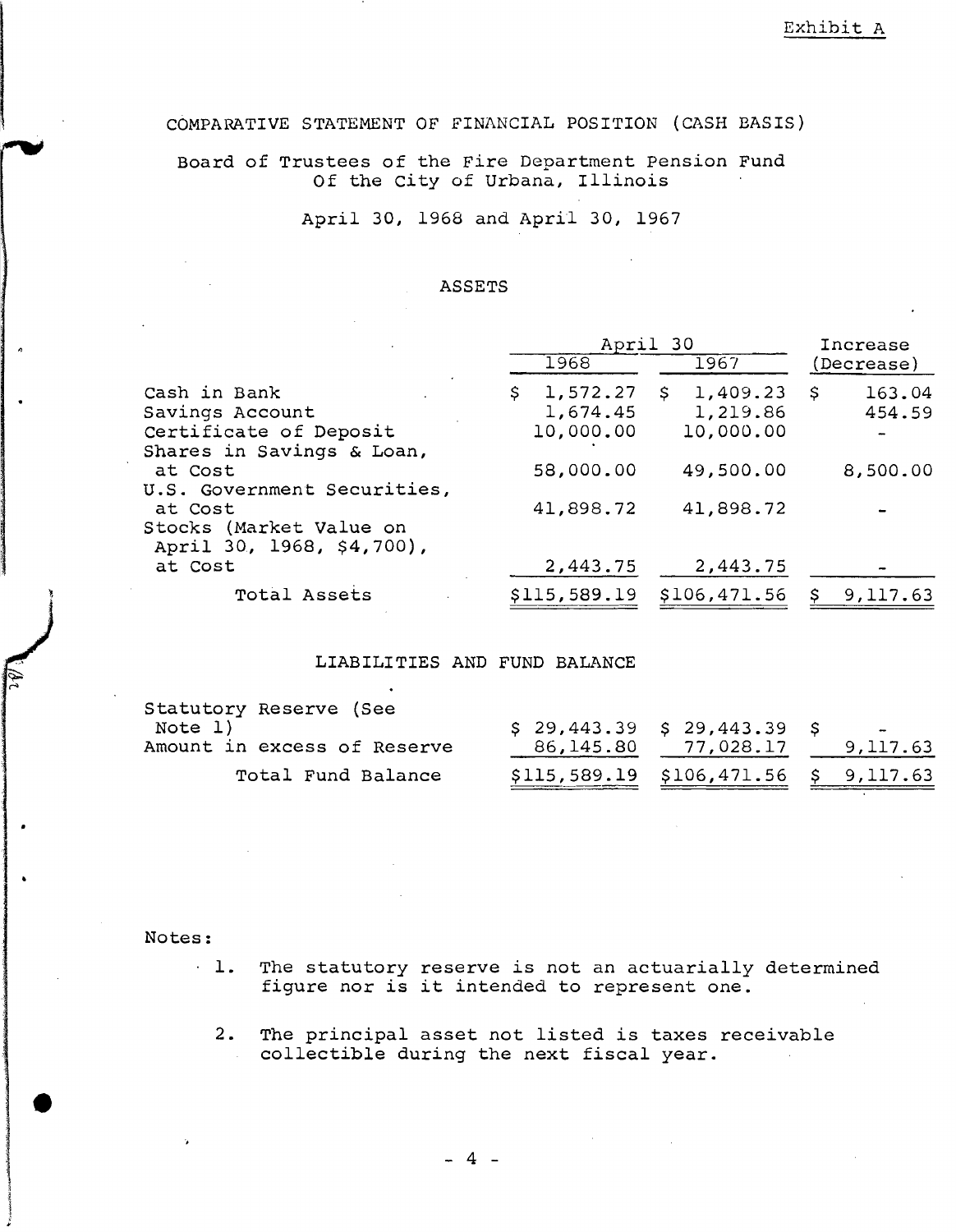Exhibit A

# COMPARATIVE STATEMENT OF FINANCIAL POSITION (CASH BASIS)

## Board of Trustees of the Fire Department Pension Fund Of the City of Urbana, Illinois

### April 30, 1968 and April 30, 1967

### ASSETS

| | April 30 | | Increase |
|---|---|---|---|
| | 1968 | 1967 | (Decrease) |
| Cash in Bank | $ 1,572.27 | $ 1,409.23 | $ 163.04 |
| Savings Account | 1,674.45 | 1,219.86 | 454.59 |
| Certificate of Deposit | 10,000.00 | 10,000.00 | - |
| Shares in Savings & Loan, at Cost | 58,000.00 | 49,500.00 | 8,500.00 |
| U.S. Government Securities, at Cost | 41,898.72 | 41,898.72 | - |
| Stocks (Market Value on April 30, 1968, $4,700), at Cost | 2,443.75 | 2,443.75 | - |
| Total Assets | $115,589.19 | $106,471.56 | $ 9,117.63 |

### LIABILITIES AND FUND BALANCE

| | 1968 | 1967 | Increase (Decrease) |
|---|---|---|---|
| Statutory Reserve (See Note 1) | $ 29,443.39 | $ 29,443.39 | $ - |
| Amount in excess of Reserve | 86,145.80 | 77,028.17 | 9,117.63 |
| Total Fund Balance | $115,589.19 | $106,471.56 | $ 9,117.63 |

Notes:

1. The statutory reserve is not an actuarially determined figure nor is it intended to represent one.

2. The principal asset not listed is taxes receivable collectible during the next fiscal year.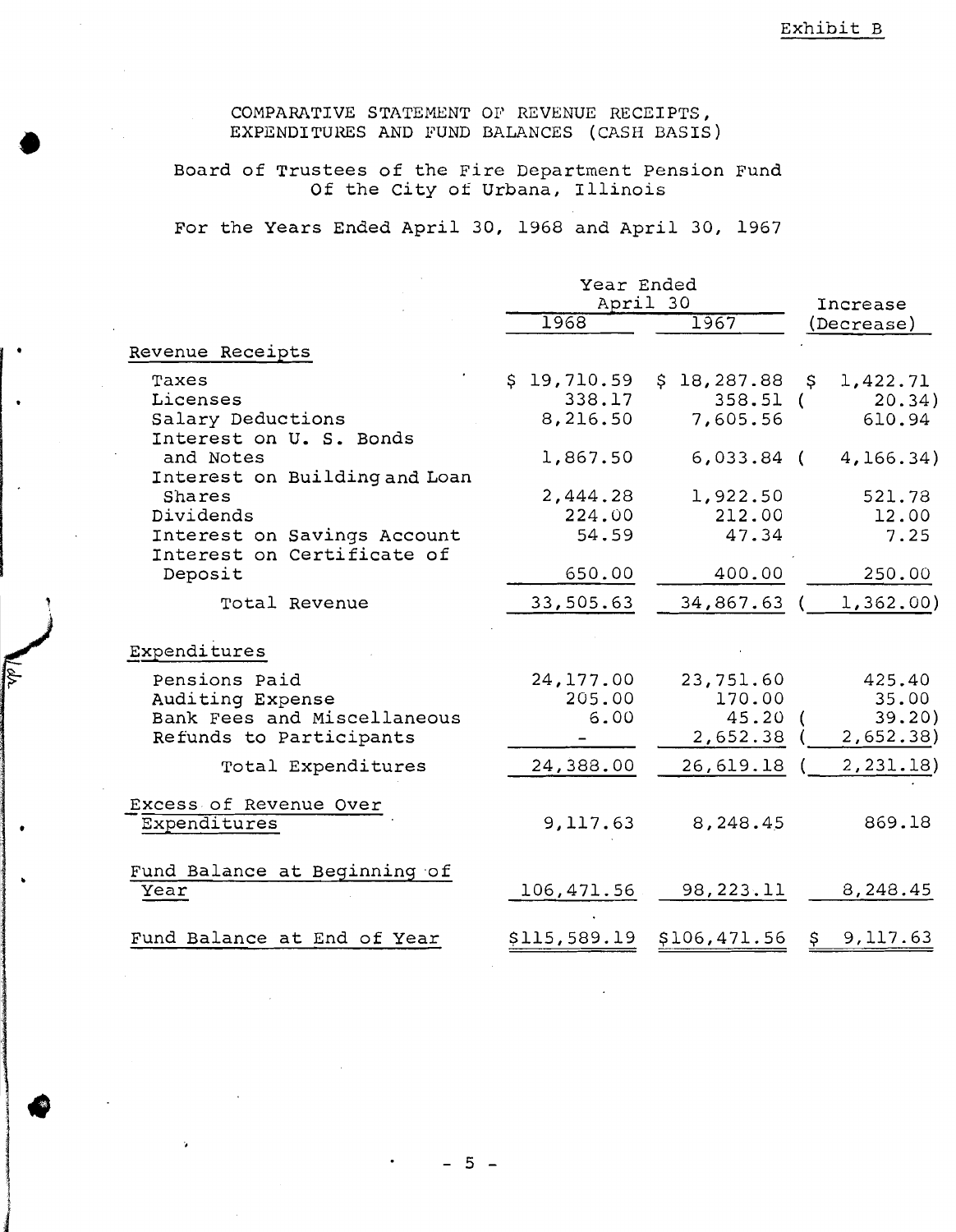Exhibit B

# COMPARATIVE STATEMENT OF REVENUE RECEIPTS, EXPENDITURES AND FUND BALANCES (CASH BASIS)

## Board of Trustees of the Fire Department Pension Fund Of the City of Urbana, Illinois

### For the Years Ended April 30, 1968 and April 30, 1967

| | Year Ended April 30 | | Increase |
|---|---|---|---|
| | 1968 | 1967 | (Decrease) |
| **Revenue Receipts** | | | |
| Taxes | $ 19,710.59 | $ 18,287.88 | $ 1,422.71 |
| Licenses | 338.17 | 358.51 | ( 20.34) |
| Salary Deductions | 8,216.50 | 7,605.56 | 610.94 |
| Interest on U. S. Bonds and Notes | 1,867.50 | 6,033.84 | ( 4,166.34) |
| Interest on Building and Loan Shares | 2,444.28 | 1,922.50 | 521.78 |
| Dividends | 224.00 | 212.00 | 12.00 |
| Interest on Savings Account | 54.59 | 47.34 | 7.25 |
| Interest on Certificate of Deposit | 650.00 | 400.00 | 250.00 |
| Total Revenue | 33,505.63 | 34,867.63 | ( 1,362.00) |
| **Expenditures** | | | |
| Pensions Paid | 24,177.00 | 23,751.60 | 425.40 |
| Auditing Expense | 205.00 | 170.00 | 35.00 |
| Bank Fees and Miscellaneous | 6.00 | 45.20 | ( 39.20) |
| Refunds to Participants | - | 2,652.38 | ( 2,652.38) |
| Total Expenditures | 24,388.00 | 26,619.18 | ( 2,231.18) |
| Excess of Revenue Over Expenditures | 9,117.63 | 8,248.45 | 869.18 |
| Fund Balance at Beginning of Year | 106,471.56 | 98,223.11 | 8,248.45 |
| Fund Balance at End of Year | $115,589.19 | $106,471.56 | $ 9,117.63 |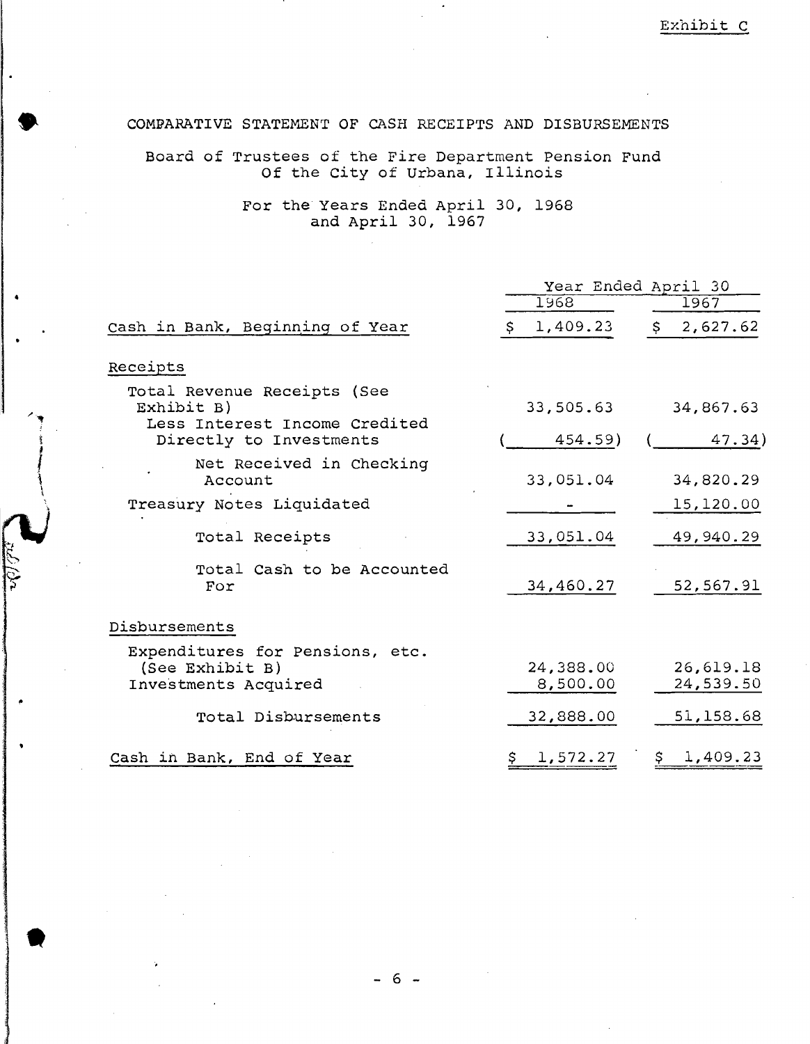Exhibit C

# COMPARATIVE STATEMENT OF CASH RECEIPTS AND DISBURSEMENTS

## Board of Trustees of the Fire Department Pension Fund Of the City of Urbana, Illinois

### For the Years Ended April 30, 1968 and April 30, 1967

| | Year Ended April 30 | |
|---|---|---|
| | 1968 | 1967 |
| Cash in Bank, Beginning of Year | $ 1,409.23 | $ 2,627.62 |
| **Receipts** | | |
| Total Revenue Receipts (See Exhibit B) | 33,505.63 | 34,867.63 |
| Less Interest Income Credited Directly to Investments | (454.59) | (47.34) |
| Net Received in Checking Account | 33,051.04 | 34,820.29 |
| Treasury Notes Liquidated | - | 15,120.00 |
| Total Receipts | 33,051.04 | 49,940.29 |
| Total Cash to be Accounted For | 34,460.27 | 52,567.91 |
| **Disbursements** | | |
| Expenditures for Pensions, etc. (See Exhibit B) | 24,388.00 | 26,619.18 |
| Investments Acquired | 8,500.00 | 24,539.50 |
| Total Disbursements | 32,888.00 | 51,158.68 |
| Cash in Bank, End of Year | $ 1,572.27 | $ 1,409.23 |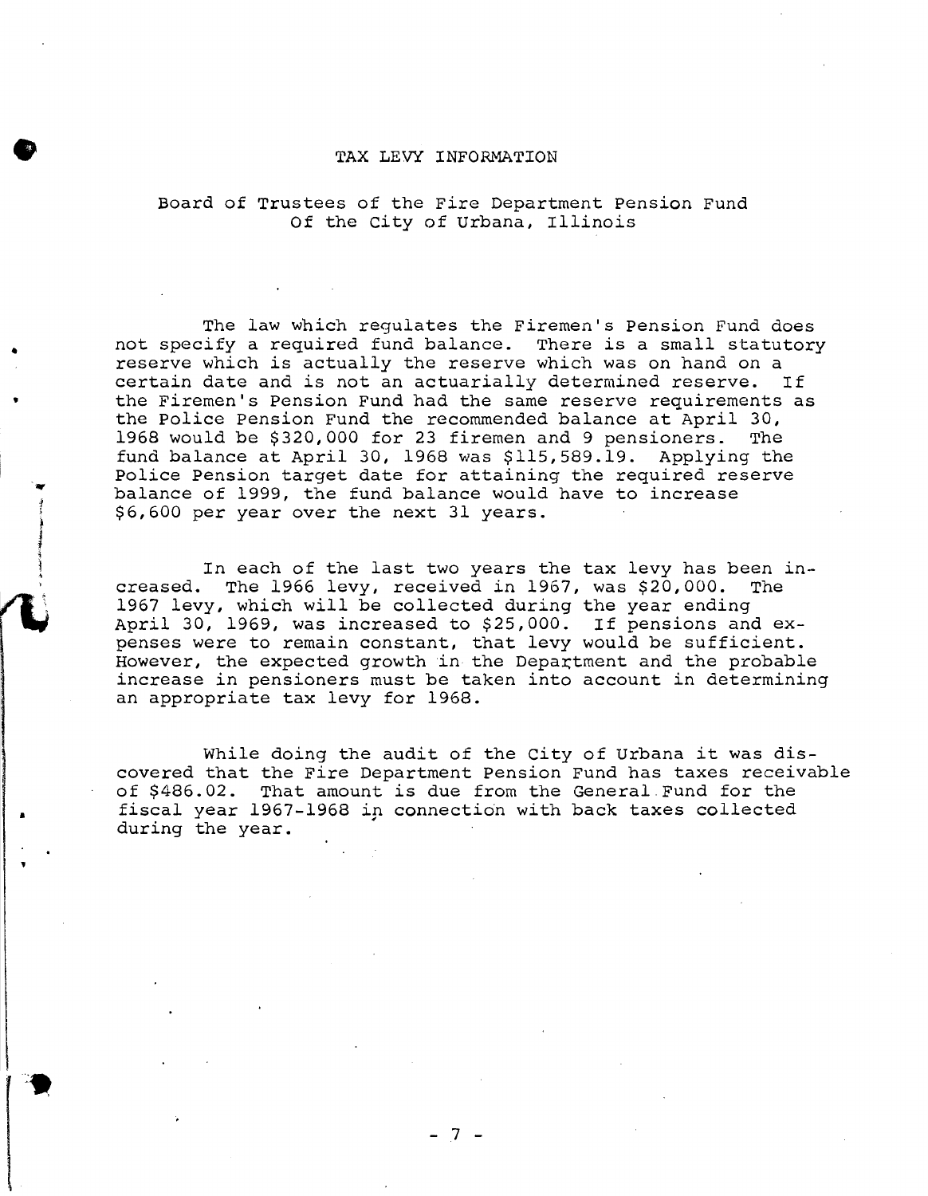# TAX LEVY INFORMATION

## Board of Trustees of the Fire Department Pension Fund
## Of the City of Urbana, Illinois

The law which regulates the Firemen's Pension Fund does not specify a required fund balance. There is a small statutory reserve which is actually the reserve which was on hand on a certain date and is not an actuarially determined reserve. If the Firemen's Pension Fund had the same reserve requirements as the Police Pension Fund the recommended balance at April 30, 1968 would be $320,000 for 23 firemen and 9 pensioners. The fund balance at April 30, 1968 was $115,589.19. Applying the Police Pension target date for attaining the required reserve balance of 1999, the fund balance would have to increase $6,600 per year over the next 31 years.

In each of the last two years the tax levy has been increased. The 1966 levy, received in 1967, was $20,000. The 1967 levy, which will be collected during the year ending April 30, 1969, was increased to $25,000. If pensions and expenses were to remain constant, that levy would be sufficient. However, the expected growth in the Department and the probable increase in pensioners must be taken into account in determining an appropriate tax levy for 1968.

While doing the audit of the City of Urbana it was discovered that the Fire Department Pension Fund has taxes receivable of $486.02. That amount is due from the General Fund for the fiscal year 1967-1968 in connection with back taxes collected during the year.